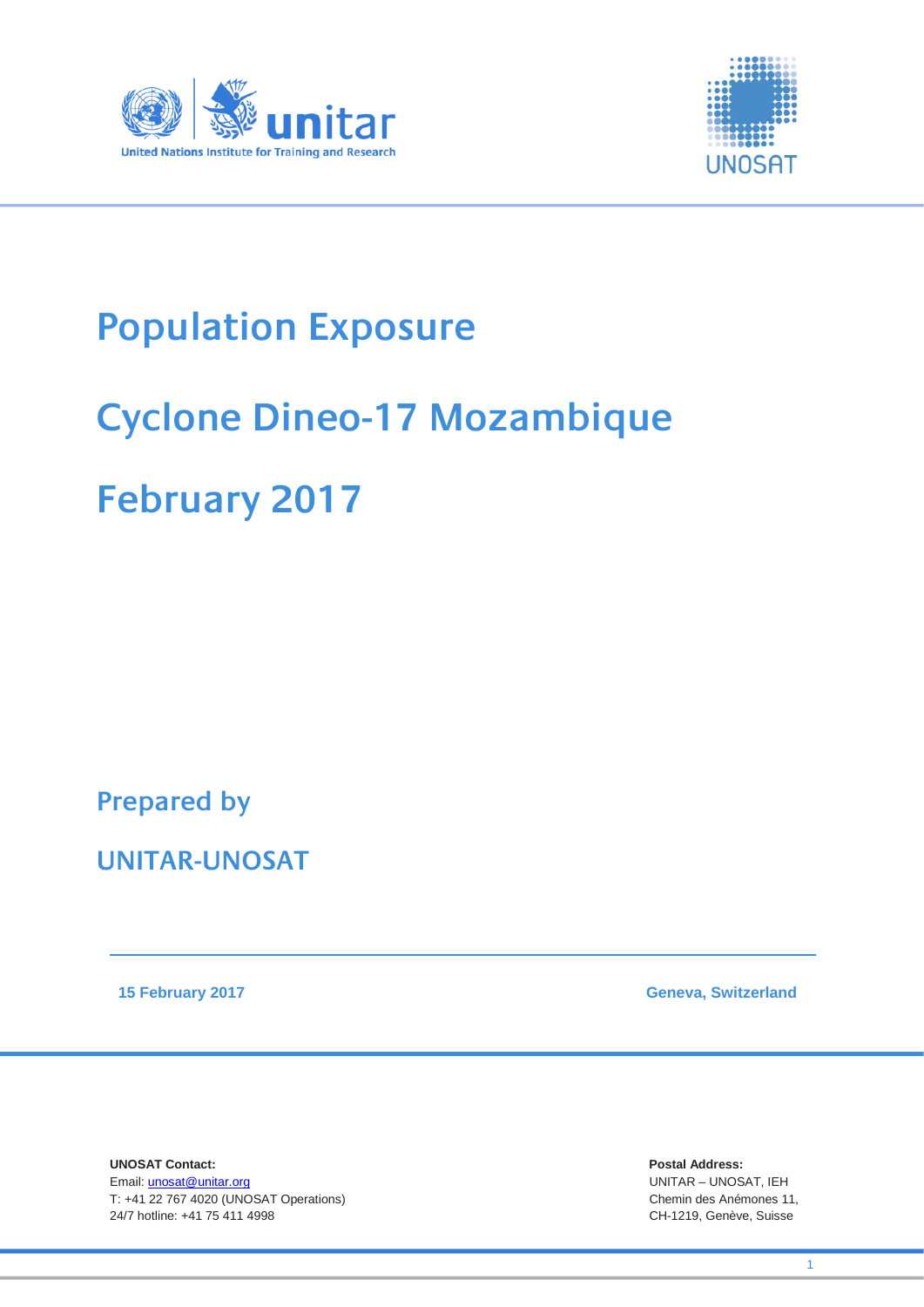United Nations Institute for Training and Research

UNOSAT

# Population Exposure

# Cyclone Dineo-17 Mozambique

# February 2017

## Prepared by

## UNITAR-UNOSAT

**15 February 2017** **Geneva, Switzerland**

**UNOSAT Contact:**
Email: unosat@unitar.org
T: +41 22 767 4020 (UNOSAT Operations)
24/7 hotline: +41 75 411 4998

**Postal Address:**
UNITAR – UNOSAT, IEH
Chemin des Anémones 11,
CH-1219, Genève, Suisse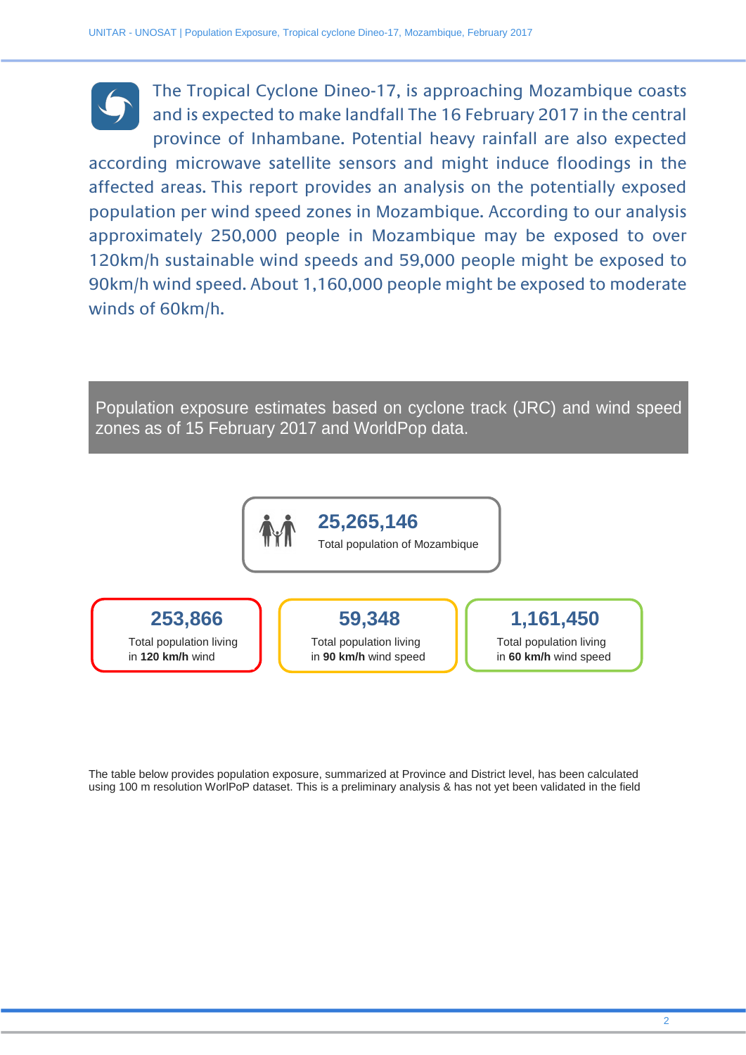The Tropical Cyclone Dineo-17, is approaching Mozambique coasts and is expected to make landfall The 16 February 2017 in the central province of Inhambane. Potential heavy rainfall are also expected according microwave satellite sensors and might induce floodings in the affected areas. This report provides an analysis on the potentially exposed population per wind speed zones in Mozambique. According to our analysis approximately 250,000 people in Mozambique may be exposed to over 120km/h sustainable wind speeds and 59,000 people might be exposed to 90km/h wind speed. About 1,160,000 people might be exposed to moderate winds of 60km/h.

## Population exposure estimates based on cyclone track (JRC) and wind speed zones as of 15 February 2017 and WorldPop data.

**25,265,146**
Total population of Mozambique

**253,866**
Total population living in **120 km/h** wind

**59,348**
Total population living in **90 km/h** wind speed

**1,161,450**
Total population living in **60 km/h** wind speed

The table below provides population exposure, summarized at Province and District level, has been calculated using 100 m resolution WorlPoP dataset. This is a preliminary analysis & has not yet been validated in the field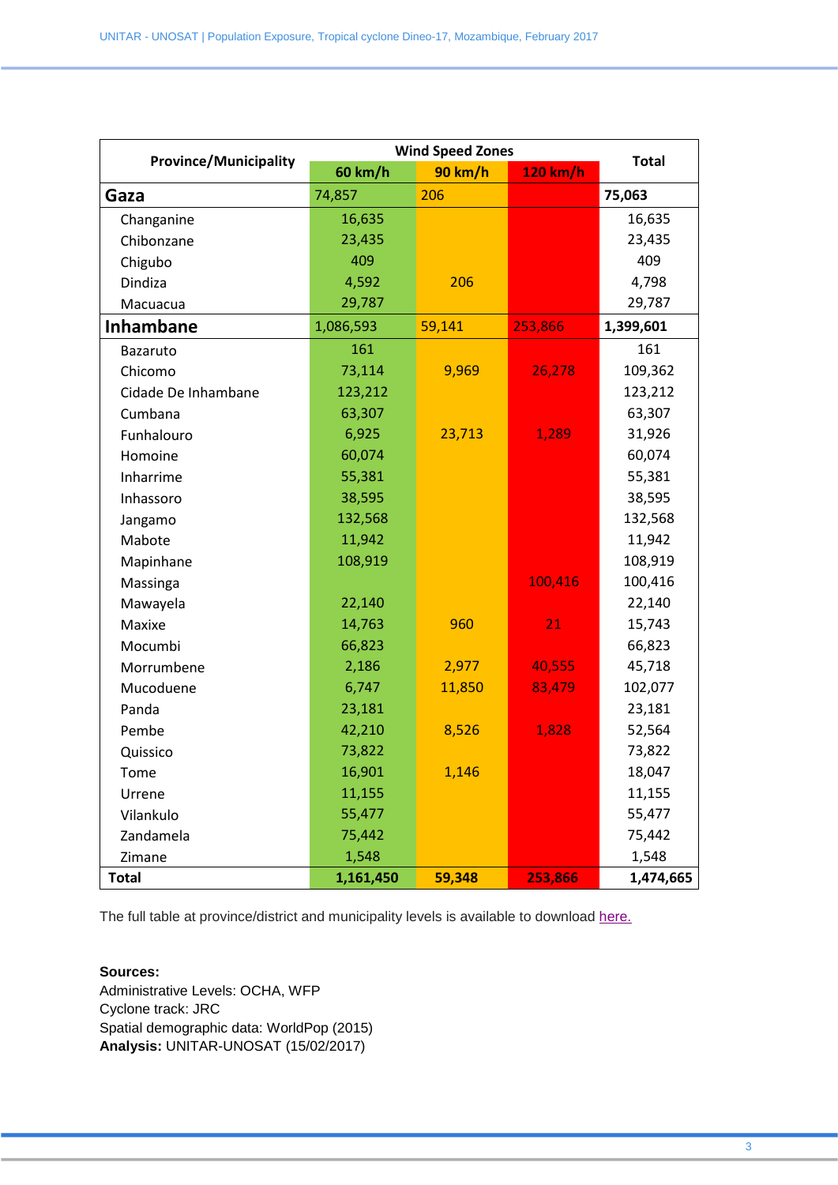| Province/Municipality | Wind Speed Zones | | | Total |
|---|---|---|---|---|
| | 60 km/h | 90 km/h | 120 km/h | |
| **Gaza** | 74,857 | 206 | | **75,063** |
| Changanine | 16,635 | | | 16,635 |
| Chibonzane | 23,435 | | | 23,435 |
| Chigubo | 409 | | | 409 |
| Dindiza | 4,592 | 206 | | 4,798 |
| Macuacua | 29,787 | | | 29,787 |
| **Inhambane** | 1,086,593 | 59,141 | 253,866 | **1,399,601** |
| Bazaruto | 161 | | | 161 |
| Chicomo | 73,114 | 9,969 | 26,278 | 109,362 |
| Cidade De Inhambane | 123,212 | | | 123,212 |
| Cumbana | 63,307 | | | 63,307 |
| Funhalouro | 6,925 | 23,713 | 1,289 | 31,926 |
| Homoine | 60,074 | | | 60,074 |
| Inharrime | 55,381 | | | 55,381 |
| Inhassoro | 38,595 | | | 38,595 |
| Jangamo | 132,568 | | | 132,568 |
| Mabote | 11,942 | | | 11,942 |
| Mapinhane | 108,919 | | | 108,919 |
| Massinga | | | 100,416 | 100,416 |
| Mawayela | 22,140 | | | 22,140 |
| Maxixe | 14,763 | 960 | 21 | 15,743 |
| Mocumbi | 66,823 | | | 66,823 |
| Morrumbene | 2,186 | 2,977 | 40,555 | 45,718 |
| Mucoduene | 6,747 | 11,850 | 83,479 | 102,077 |
| Panda | 23,181 | | | 23,181 |
| Pembe | 42,210 | 8,526 | 1,828 | 52,564 |
| Quissico | 73,822 | | | 73,822 |
| Tome | 16,901 | 1,146 | | 18,047 |
| Urrene | 11,155 | | | 11,155 |
| Vilankulo | 55,477 | | | 55,477 |
| Zandamela | 75,442 | | | 75,442 |
| Zimane | 1,548 | | | 1,548 |
| **Total** | **1,161,450** | **59,348** | **253,866** | **1,474,665** |

The full table at province/district and municipality levels is available to download here.

**Sources:**
Administrative Levels: OCHA, WFP
Cyclone track: JRC
Spatial demographic data: WorldPop (2015)
**Analysis:** UNITAR-UNOSAT (15/02/2017)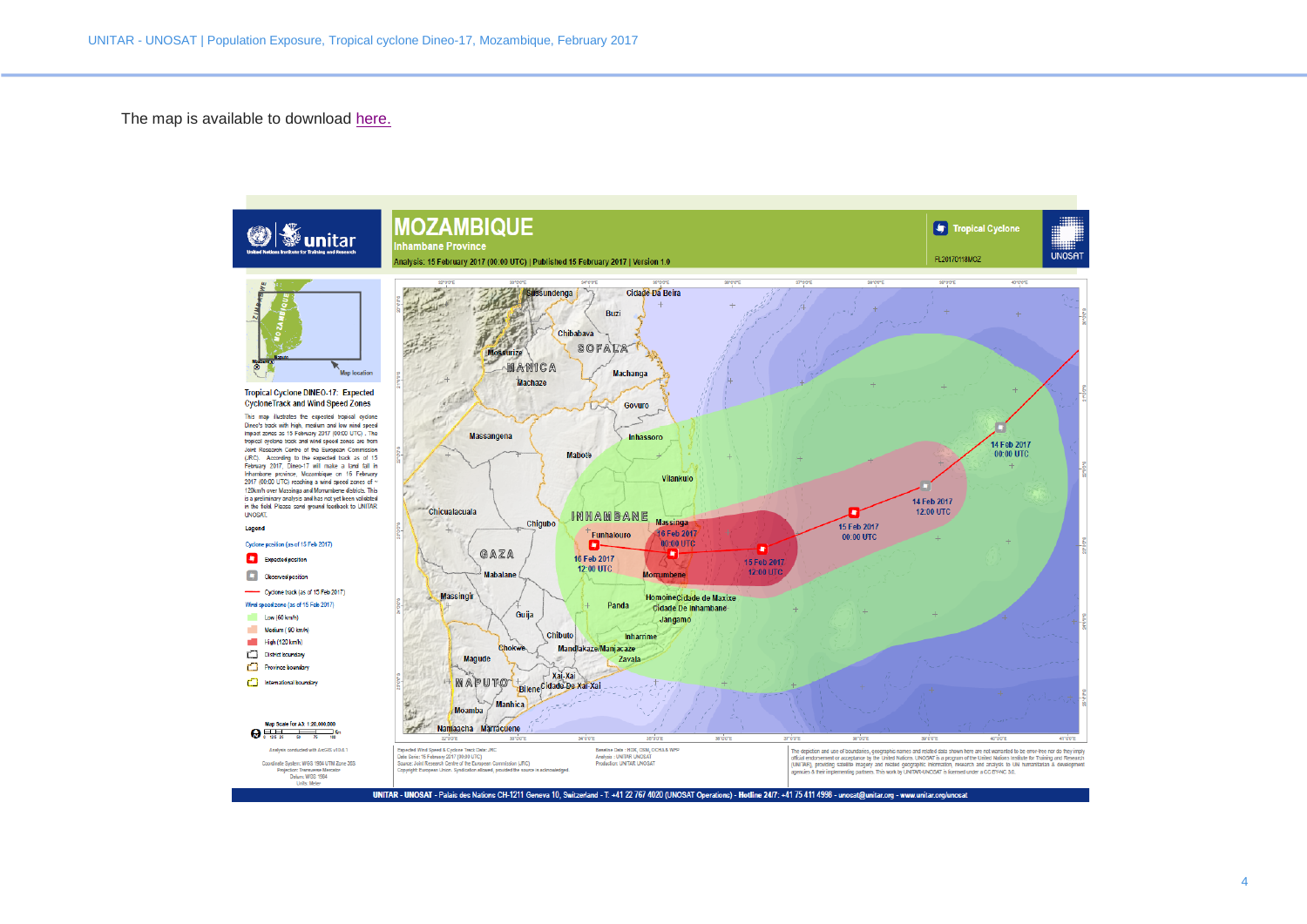The map is available to download here.

# MOZAMBIQUE

**Inhambane Province**

Analysis: 15 February 2017 (00:00 UTC) | Published 15 February 2017 | Version 1.0

Tropical Cyclone

FL20170118MOZ

## Tropical Cyclone DINEO-17: Expected Cyclone Track and Wind Speed Zones

This map illustrates the expected tropical cyclone Dineo's track with high, medium and low wind speed impact zones as 15 February 2017 (00:00 UTC). The tropical cyclone track and wind speed zones are from Joint Research Centre of the European Commission (JRC). According to the expected track as of 15 February 2017, Dineo-17 will make a land fall in Inhambane province, Mozambique on 15 February 2017 (00:00 UTC) reaching a wind speed zones of ~120km/h over Massinga and Morrumbene districts. This is a preliminary analysis and has not yet been validated in the field. Please send ground feedback to UNITAR UNOSAT.

**Legend**

Cyclone position (as of 15 Feb 2017)
- Expected position
- Observed position

Cyclone track (as of 15 Feb 2017)

Wind speed zone (as of 15 Feb 2017)
- Low (60 km/h)
- Medium (90 km/h)
- High (120 km/h)

- District boundary
- Province boundary
- International boundary

Map Scale for A3: 1:20,000,000

Analysis conducted with ArcGIS v10.4.1

Coordinate System: WGS 1984 UTM Zone 36S
Projection: Transverse Mercator
Datum: WGS 1984
Units: Meter

Expected Wind Speed & Cyclone Track Data: JRC
Data Date: 15 February 2017 (00:00 UTC)
Source: Joint Research Centre of the European Commission (JRC)
Copyright: European Union. Syndication allowed, provided the source is acknowledged.

Baseline Data: HDX, OSM, OCHA & WFP
Analysis: UNITAR UNOSAT
Production: UNITAR UNOSAT

The depiction and use of boundaries, geographic names and related data shown here are not warranted to be error-free nor do they imply official endorsement or acceptance by the United Nations. UNOSAT is a program of the United Nations Institute for Training and Research (UNITAR), providing satellite imagery and related geographic information, research and analysis to UN humanitarian & development agencies & their implementing partners. This work by UNITAR-UNOSAT is licensed under a CC BY-NC 3.0.

UNITAR - UNOSAT - Palais des Nations CH-1211 Geneva 10, Switzerland - T: +41 22 767 4020 (UNOSAT Operations) - Hotline 24/7: +41 75 411 4998 - unosat@unitar.org - www.unitar.org/unosat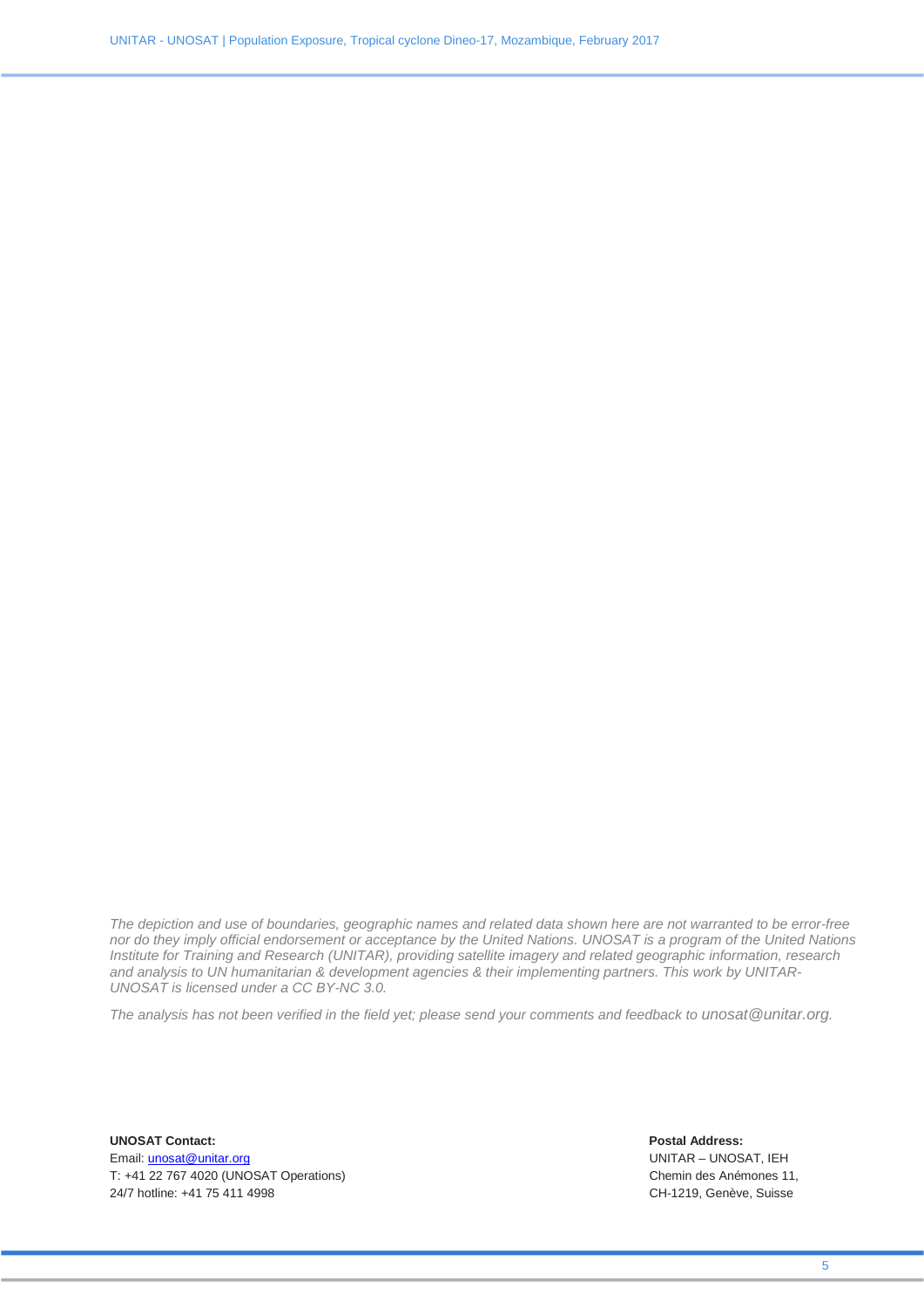*The depiction and use of boundaries, geographic names and related data shown here are not warranted to be error-free nor do they imply official endorsement or acceptance by the United Nations. UNOSAT is a program of the United Nations Institute for Training and Research (UNITAR), providing satellite imagery and related geographic information, research and analysis to UN humanitarian & development agencies & their implementing partners. This work by UNITAR-UNOSAT is licensed under a CC BY-NC 3.0.*

*The analysis has not been verified in the field yet; please send your comments and feedback to unosat@unitar.org.*

**UNOSAT Contact:**
Email: unosat@unitar.org
T: +41 22 767 4020 (UNOSAT Operations)
24/7 hotline: +41 75 411 4998

**Postal Address:**
UNITAR – UNOSAT, IEH
Chemin des Anémones 11,
CH-1219, Genève, Suisse